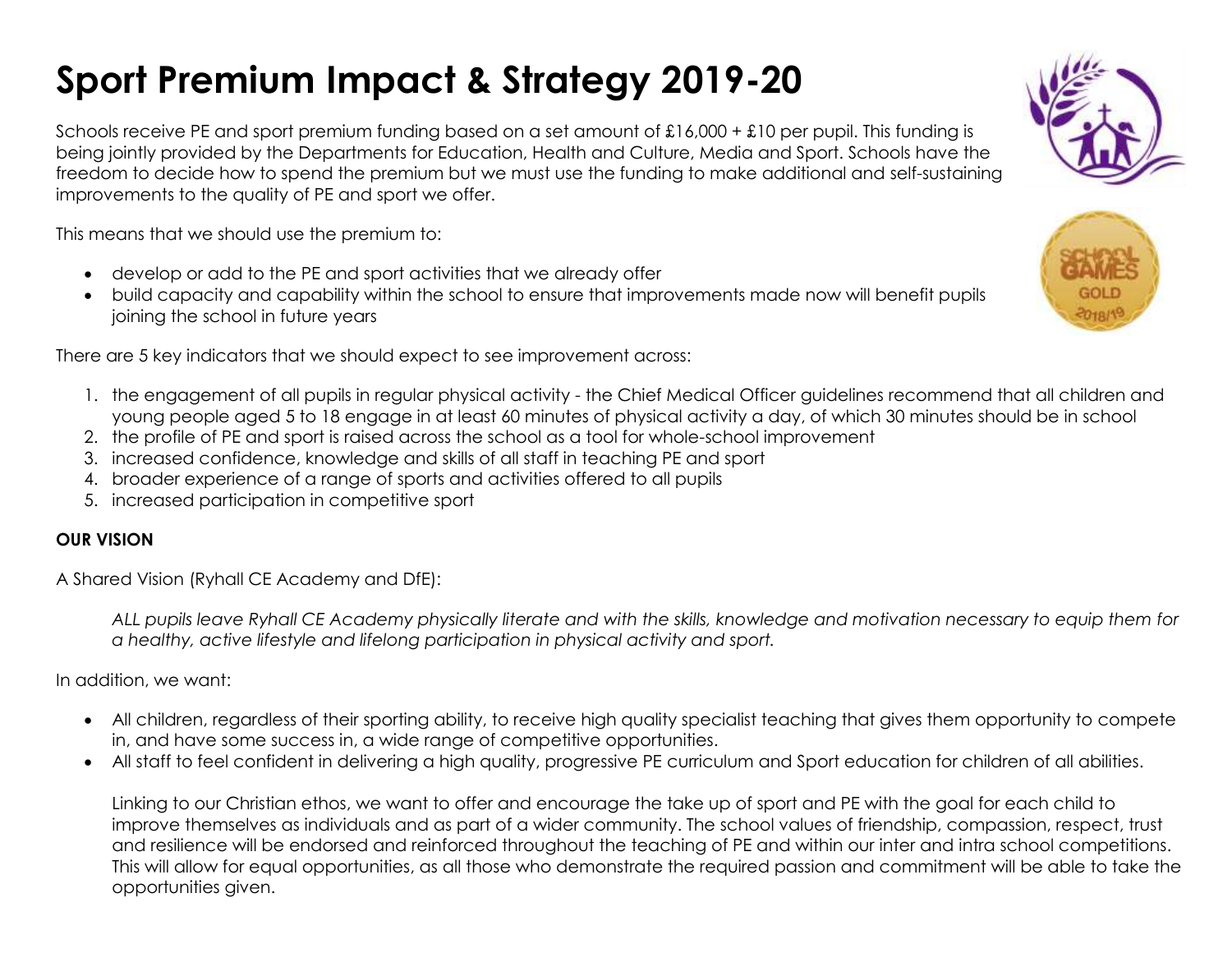# Sport Premium Impact & Strategy 2019-20

Schools receive PE and sport premium funding based on a set amount of £16,000 + £10 per pupil. This funding is being jointly provided by the Departments for Education, Health and Culture, Media and Sport. Schools have the freedom to decide how to spend the premium but we must use the funding to make additional and self-sustaining improvements to the quality of PE and sport we offer.

This means that we should use the premium to:

- develop or add to the PE and sport activities that we already offer
- build capacity and capability within the school to ensure that improvements made now will benefit pupils joining the school in future years

There are 5 key indicators that we should expect to see improvement across:

1. the engagement of all pupils in regular physical activity - the Chief Medical Officer guidelines recommend that all children and young people aged 5 to 18 engage in at least 60 minutes of physical activity a day, of which 30 minutes should be in school
2. the profile of PE and sport is raised across the school as a tool for whole-school improvement
3. increased confidence, knowledge and skills of all staff in teaching PE and sport
4. broader experience of a range of sports and activities offered to all pupils
5. increased participation in competitive sport

**OUR VISION**

A Shared Vision (Ryhall CE Academy and DfE):

*ALL pupils leave Ryhall CE Academy physically literate and with the skills, knowledge and motivation necessary to equip them for a healthy, active lifestyle and lifelong participation in physical activity and sport.*

In addition, we want:

- All children, regardless of their sporting ability, to receive high quality specialist teaching that gives them opportunity to compete in, and have some success in, a wide range of competitive opportunities.
- All staff to feel confident in delivering a high quality, progressive PE curriculum and Sport education for children of all abilities.

  Linking to our Christian ethos, we want to offer and encourage the take up of sport and PE with the goal for each child to improve themselves as individuals and as part of a wider community. The school values of friendship, compassion, respect, trust and resilience will be endorsed and reinforced throughout the teaching of PE and within our inter and intra school competitions. This will allow for equal opportunities, as all those who demonstrate the required passion and commitment will be able to take the opportunities given.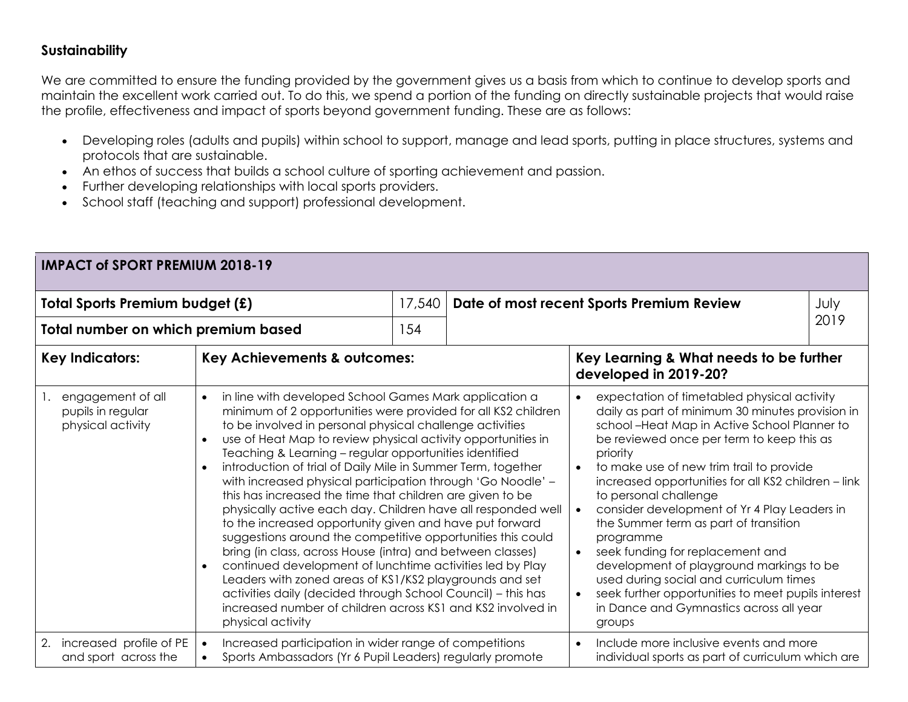**Sustainability**

We are committed to ensure the funding provided by the government gives us a basis from which to continue to develop sports and maintain the excellent work carried out. To do this, we spend a portion of the funding on directly sustainable projects that would raise the profile, effectiveness and impact of sports beyond government funding. These are as follows:

- Developing roles (adults and pupils) within school to support, manage and lead sports, putting in place structures, systems and protocols that are sustainable.
- An ethos of success that builds a school culture of sporting achievement and passion.
- Further developing relationships with local sports providers.
- School staff (teaching and support) professional development.

| **IMPACT of SPORT PREMIUM 2018-19** | | | | |
|---|---|---|---|---|
| **Total Sports Premium budget (£)** | | 17,540 | **Date of most recent Sports Premium Review** | July 2019 |
| **Total number on which premium based** | | 154 | | |
| **Key Indicators:** | **Key Achievements & outcomes:** | | **Key Learning & What needs to be further developed in 2019-20?** | |
| 1. engagement of all pupils in regular physical activity | • in line with developed School Games Mark application a minimum of 2 opportunities were provided for all KS2 children to be involved in personal physical challenge activities<br>• use of Heat Map to review physical activity opportunities in Teaching & Learning – regular opportunities identified<br>• introduction of trial of Daily Mile in Summer Term, together with increased physical participation through 'Go Noodle' – this has increased the time that children are given to be physically active each day. Children have all responded well to the increased opportunity given and have put forward suggestions around the competitive opportunities this could bring (in class, across House (intra) and between classes)<br>• continued development of lunchtime activities led by Play Leaders with zoned areas of KS1/KS2 playgrounds and set activities daily (decided through School Council) – this has increased number of children across KS1 and KS2 involved in physical activity | | • expectation of timetabled physical activity daily as part of minimum 30 minutes provision in school –Heat Map in Active School Planner to be reviewed once per term to keep this as priority<br>• to make use of new trim trail to provide increased opportunities for all KS2 children – link to personal challenge<br>• consider development of Yr 4 Play Leaders in the Summer term as part of transition programme<br>• seek funding for replacement and development of playground markings to be used during social and curriculum times<br>• seek further opportunities to meet pupils interest in Dance and Gymnastics across all year groups | |
| 2. increased profile of PE and sport across the | • Increased participation in wider range of competitions<br>• Sports Ambassadors (Yr 6 Pupil Leaders) regularly promote | | • Include more inclusive events and more individual sports as part of curriculum which are | |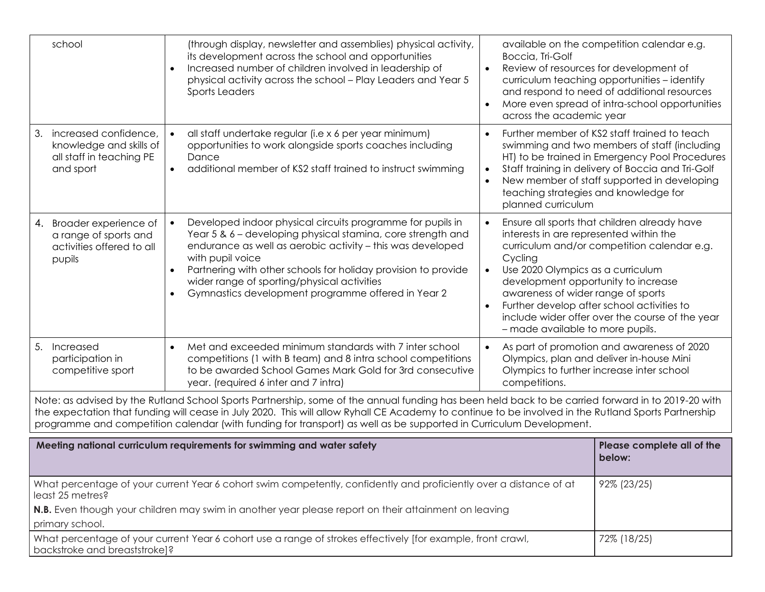| | | |
|---|---|---|
| school | (through display, newsletter and assemblies) physical activity, its development across the school and opportunities<br>• Increased number of children involved in leadership of physical activity across the school – Play Leaders and Year 5 Sports Leaders | available on the competition calendar e.g. Boccia, Tri-Golf<br>• Review of resources for development of curriculum teaching opportunities – identify and respond to need of additional resources<br>• More even spread of intra-school opportunities across the academic year |
| 3. increased confidence, knowledge and skills of all staff in teaching PE and sport | • all staff undertake regular (i.e x 6 per year minimum) opportunities to work alongside sports coaches including Dance<br>• additional member of KS2 staff trained to instruct swimming | • Further member of KS2 staff trained to teach swimming and two members of staff (including HT) to be trained in Emergency Pool Procedures<br>• Staff training in delivery of Boccia and Tri-Golf<br>• New member of staff supported in developing teaching strategies and knowledge for planned curriculum |
| 4. Broader experience of a range of sports and activities offered to all pupils | • Developed indoor physical circuits programme for pupils in Year 5 & 6 – developing physical stamina, core strength and endurance as well as aerobic activity – this was developed with pupil voice<br>• Partnering with other schools for holiday provision to provide wider range of sporting/physical activities<br>• Gymnastics development programme offered in Year 2 | • Ensure all sports that children already have interests in are represented within the curriculum and/or competition calendar e.g. Cycling<br>• Use 2020 Olympics as a curriculum development opportunity to increase awareness of wider range of sports<br>• Further develop after school activities to include wider offer over the course of the year – made available to more pupils. |
| 5. Increased participation in competitive sport | • Met and exceeded minimum standards with 7 inter school competitions (1 with B team) and 8 intra school competitions to be awarded School Games Mark Gold for 3rd consecutive year. (required 6 inter and 7 intra) | • As part of promotion and awareness of 2020 Olympics, plan and deliver in-house Mini Olympics to further increase inter school competitions. |

Note: as advised by the Rutland School Sports Partnership, some of the annual funding has been held back to be carried forward in to 2019-20 with the expectation that funding will cease in July 2020. This will allow Ryhall CE Academy to continue to be involved in the Rutland Sports Partnership programme and competition calendar (with funding for transport) as well as be supported in Curriculum Development.

| **Meeting national curriculum requirements for swimming and water safety** | **Please complete all of the below:** |
|---|---|
| What percentage of your current Year 6 cohort swim competently, confidently and proficiently over a distance of at least 25 metres?<br>**N.B.** Even though your children may swim in another year please report on their attainment on leaving primary school. | 92% (23/25) |
| What percentage of your current Year 6 cohort use a range of strokes effectively [for example, front crawl, backstroke and breaststroke]? | 72% (18/25) |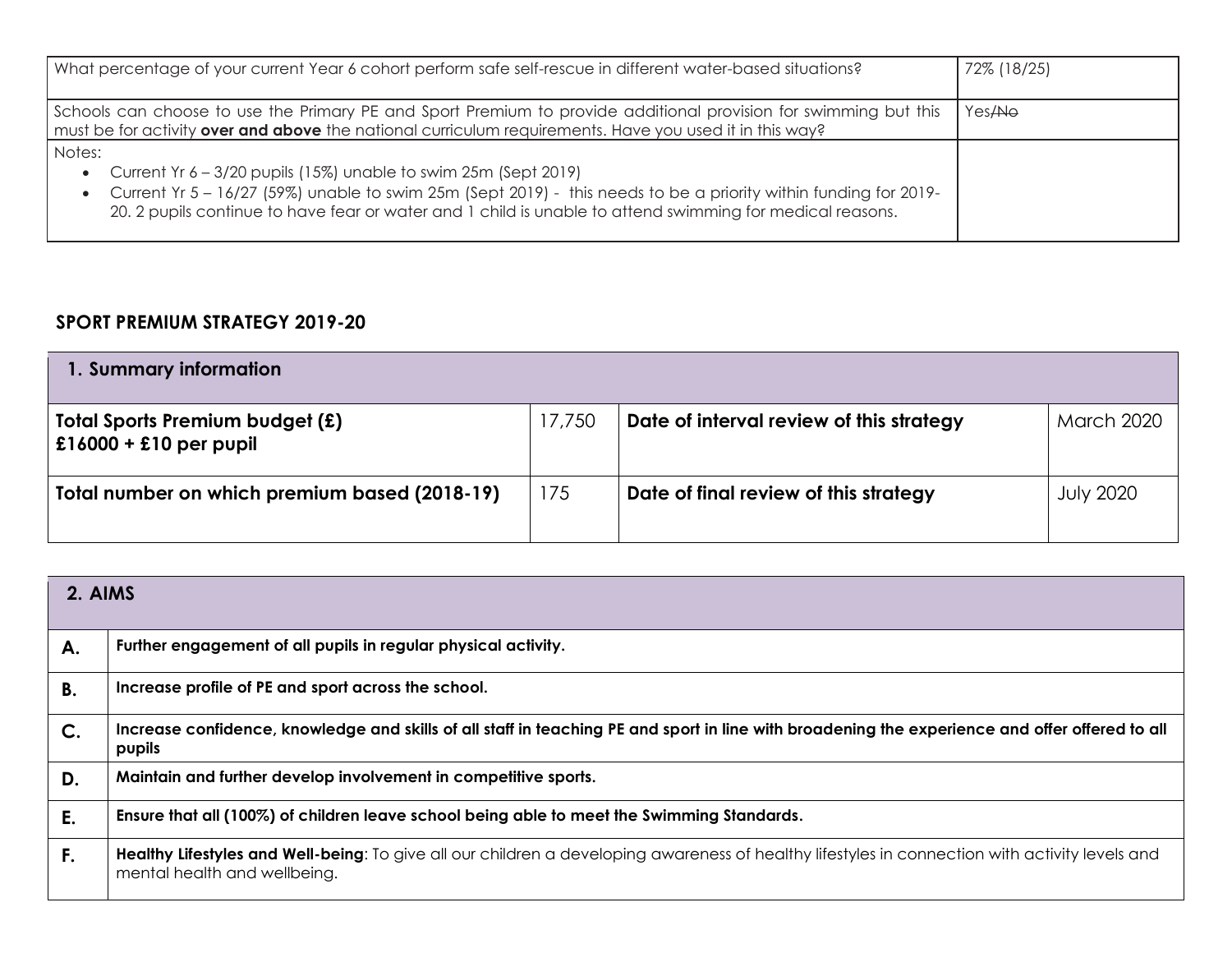| What percentage of your current Year 6 cohort perform safe self-rescue in different water-based situations? | 72% (18/25) |
|---|---|
| Schools can choose to use the Primary PE and Sport Premium to provide additional provision for swimming but this must be for activity **over and above** the national curriculum requirements. Have you used it in this way? | Yes/~~No~~ |
| Notes:<br>• Current Yr 6 – 3/20 pupils (15%) unable to swim 25m (Sept 2019)<br>• Current Yr 5 – 16/27 (59%) unable to swim 25m (Sept 2019) - this needs to be a priority within funding for 2019-20. 2 pupils continue to have fear or water and 1 child is unable to attend swimming for medical reasons. | |

## SPORT PREMIUM STRATEGY 2019-20

| 1. Summary information | | | |
|---|---|---|---|
| **Total Sports Premium budget (£)**<br>**£16000 + £10 per pupil** | 17,750 | **Date of interval review of this strategy** | March 2020 |
| **Total number on which premium based (2018-19)** | 175 | **Date of final review of this strategy** | July 2020 |

| 2. AIMS | |
|---|---|
| **A.** | **Further engagement of all pupils in regular physical activity.** |
| **B.** | **Increase profile of PE and sport across the school.** |
| **C.** | **Increase confidence, knowledge and skills of all staff in teaching PE and sport in line with broadening the experience and offer offered to all pupils** |
| **D.** | **Maintain and further develop involvement in competitive sports.** |
| **E.** | **Ensure that all (100%) of children leave school being able to meet the Swimming Standards.** |
| **F.** | **Healthy Lifestyles and Well-being**: To give all our children a developing awareness of healthy lifestyles in connection with activity levels and mental health and wellbeing. |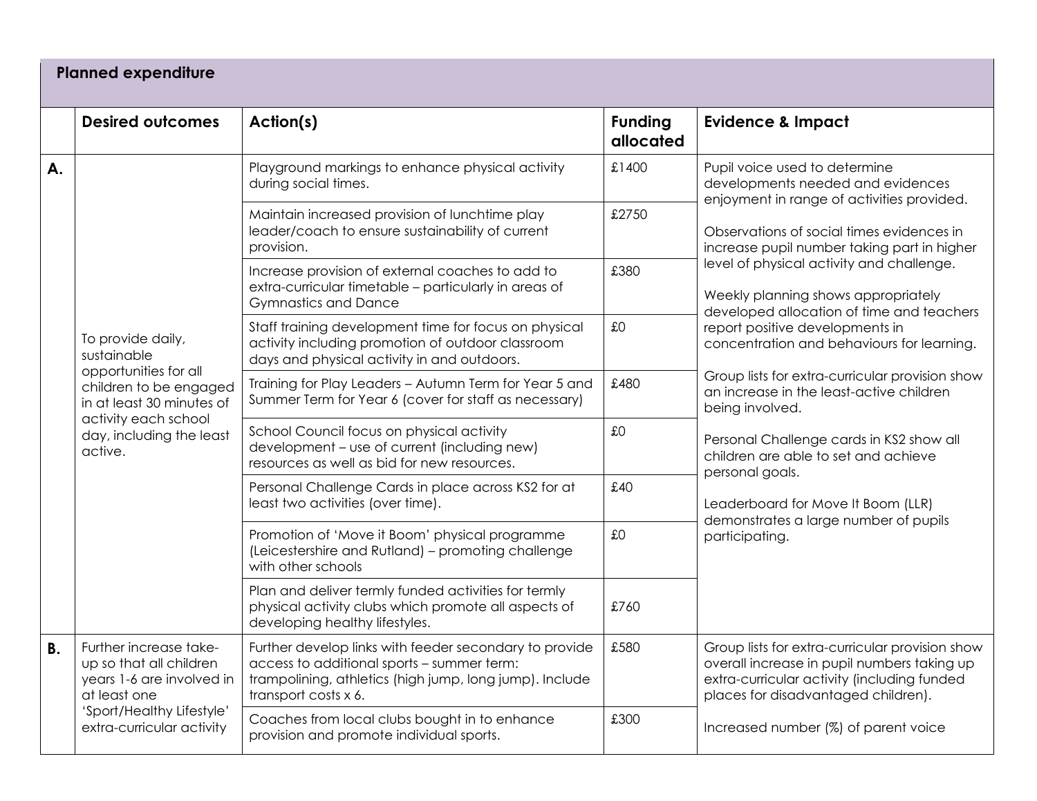## Planned expenditure

| | Desired outcomes | Action(s) | Funding allocated | Evidence & Impact |
|---|---|---|---|---|
| **A.** | To provide daily, sustainable opportunities for all children to be engaged in at least 30 minutes of activity each school day, including the least active. | Playground markings to enhance physical activity during social times. | £1400 | Pupil voice used to determine developments needed and evidences enjoyment in range of activities provided.<br><br>Observations of social times evidences in increase pupil number taking part in higher level of physical activity and challenge.<br><br>Weekly planning shows appropriately developed allocation of time and teachers report positive developments in concentration and behaviours for learning.<br><br>Group lists for extra-curricular provision show an increase in the least-active children being involved.<br><br>Personal Challenge cards in KS2 show all children are able to set and achieve personal goals.<br><br>Leaderboard for Move It Boom (LLR) demonstrates a large number of pupils participating. |
| | | Maintain increased provision of lunchtime play leader/coach to ensure sustainability of current provision. | £2750 | |
| | | Increase provision of external coaches to add to extra-curricular timetable – particularly in areas of Gymnastics and Dance | £380 | |
| | | Staff training development time for focus on physical activity including promotion of outdoor classroom days and physical activity in and outdoors. | £0 | |
| | | Training for Play Leaders – Autumn Term for Year 5 and Summer Term for Year 6 (cover for staff as necessary) | £480 | |
| | | School Council focus on physical activity development – use of current (including new) resources as well as bid for new resources. | £0 | |
| | | Personal Challenge Cards in place across KS2 for at least two activities (over time). | £40 | |
| | | Promotion of 'Move it Boom' physical programme (Leicestershire and Rutland) – promoting challenge with other schools | £0 | |
| | | Plan and deliver termly funded activities for termly physical activity clubs which promote all aspects of developing healthy lifestyles. | £760 | |
| **B.** | Further increase take-up so that all children years 1-6 are involved in at least one 'Sport/Healthy Lifestyle' extra-curricular activity | Further develop links with feeder secondary to provide access to additional sports – summer term: trampolining, athletics (high jump, long jump). Include transport costs x 6. | £580 | Group lists for extra-curricular provision show overall increase in pupil numbers taking up extra-curricular activity (including funded places for disadvantaged children).<br><br>Increased number (%) of parent voice |
| | | Coaches from local clubs bought in to enhance provision and promote individual sports. | £300 | |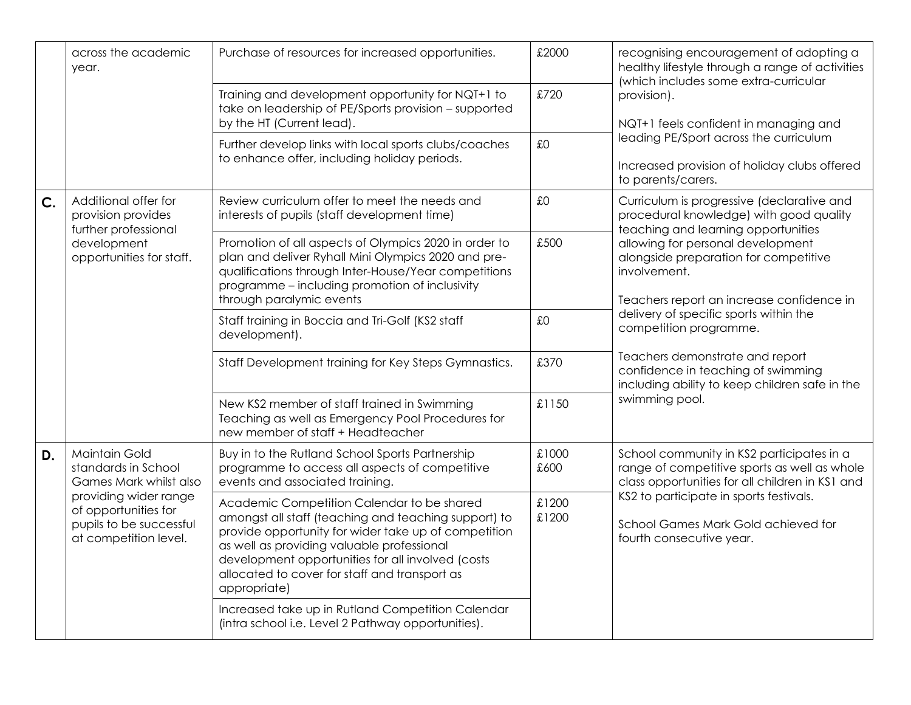| | | | | |
|---|---|---|---|---|
| | across the academic year. | Purchase of resources for increased opportunities. | £2000 | recognising encouragement of adopting a healthy lifestyle through a range of activities (which includes some extra-curricular provision).<br><br>NQT+1 feels confident in managing and leading PE/Sport across the curriculum<br><br>Increased provision of holiday clubs offered to parents/carers. |
| | | Training and development opportunity for NQT+1 to take on leadership of PE/Sports provision – supported by the HT (Current lead). | £720 | |
| | | Further develop links with local sports clubs/coaches to enhance offer, including holiday periods. | £0 | |
| **C.** | Additional offer for provision provides further professional development opportunities for staff. | Review curriculum offer to meet the needs and interests of pupils (staff development time) | £0 | Curriculum is progressive (declarative and procedural knowledge) with good quality teaching and learning opportunities allowing for personal development alongside preparation for competitive involvement.<br><br>Teachers report an increase confidence in delivery of specific sports within the competition programme.<br><br>Teachers demonstrate and report confidence in teaching of swimming including ability to keep children safe in the swimming pool. |
| | | Promotion of all aspects of Olympics 2020 in order to plan and deliver Ryhall Mini Olympics 2020 and pre-qualifications through Inter-House/Year competitions programme – including promotion of inclusivity through paralymic events | £500 | |
| | | Staff training in Boccia and Tri-Golf (KS2 staff development). | £0 | |
| | | Staff Development training for Key Steps Gymnastics. | £370 | |
| | | New KS2 member of staff trained in Swimming Teaching as well as Emergency Pool Procedures for new member of staff + Headteacher | £1150 | |
| **D.** | Maintain Gold standards in School Games Mark whilst also providing wider range of opportunities for pupils to be successful at competition level. | Buy in to the Rutland School Sports Partnership programme to access all aspects of competitive events and associated training. | £1000<br>£600 | School community in KS2 participates in a range of competitive sports as well as whole class opportunities for all children in KS1 and KS2 to participate in sports festivals.<br><br>School Games Mark Gold achieved for fourth consecutive year. |
| | | Academic Competition Calendar to be shared amongst all staff (teaching and teaching support) to provide opportunity for wider take up of competition as well as providing valuable professional development opportunities for all involved (costs allocated to cover for staff and transport as appropriate) | £1200<br>£1200 | |
| | | Increased take up in Rutland Competition Calendar (intra school i.e. Level 2 Pathway opportunities). | | |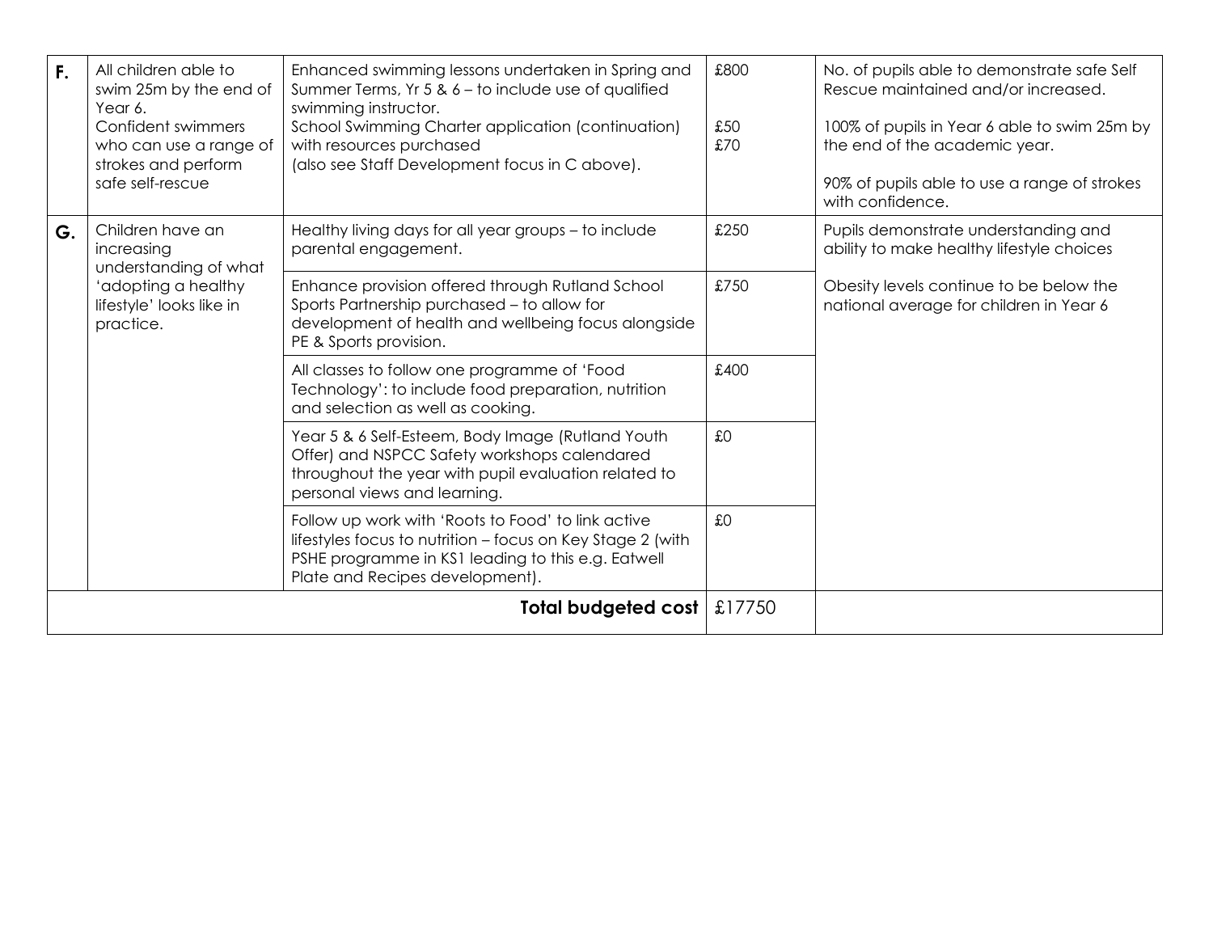| | | | | |
|---|---|---|---|---|
| **F.** | All children able to swim 25m by the end of Year 6.<br>Confident swimmers who can use a range of strokes and perform safe self-rescue | Enhanced swimming lessons undertaken in Spring and Summer Terms, Yr 5 & 6 – to include use of qualified swimming instructor.<br>School Swimming Charter application (continuation) with resources purchased<br>(also see Staff Development focus in C above). | £800<br><br>£50<br>£70 | No. of pupils able to demonstrate safe Self Rescue maintained and/or increased.<br><br>100% of pupils in Year 6 able to swim 25m by the end of the academic year.<br><br>90% of pupils able to use a range of strokes with confidence. |
| **G.** | Children have an increasing understanding of what 'adopting a healthy lifestyle' looks like in practice. | Healthy living days for all year groups – to include parental engagement. | £250 | Pupils demonstrate understanding and ability to make healthy lifestyle choices<br><br>Obesity levels continue to be below the national average for children in Year 6 |
| | | Enhance provision offered through Rutland School Sports Partnership purchased – to allow for development of health and wellbeing focus alongside PE & Sports provision. | £750 | |
| | | All classes to follow one programme of 'Food Technology': to include food preparation, nutrition and selection as well as cooking. | £400 | |
| | | Year 5 & 6 Self-Esteem, Body Image (Rutland Youth Offer) and NSPCC Safety workshops calendared throughout the year with pupil evaluation related to personal views and learning. | £0 | |
| | | Follow up work with 'Roots to Food' to link active lifestyles focus to nutrition – focus on Key Stage 2 (with PSHE programme in KS1 leading to this e.g. Eatwell Plate and Recipes development). | £0 | |
| | | **Total budgeted cost** | £17750 | |